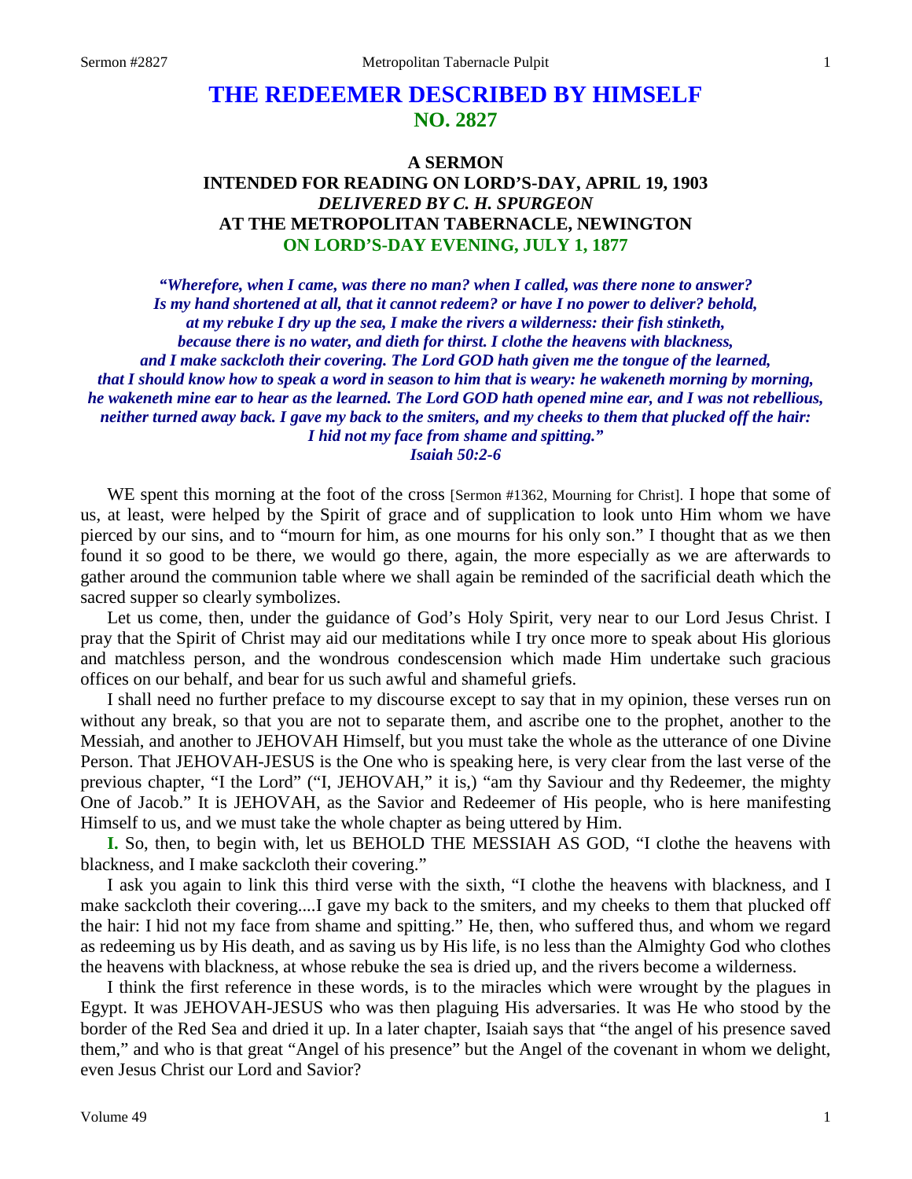# THE REDEEMER DESCRIBED BY HIMSELF
## NO. 2827

### A SERMON
### INTENDED FOR READING ON LORD'S-DAY, APRIL 19, 1903
### *DELIVERED BY C. H. SPURGEON*
### AT THE METROPOLITAN TABERNACLE, NEWINGTON
### ON LORD'S-DAY EVENING, JULY 1, 1877

***"Wherefore, when I came, was there no man? when I called, was there none to answer? Is my hand shortened at all, that it cannot redeem? or have I no power to deliver? behold, at my rebuke I dry up the sea, I make the rivers a wilderness: their fish stinketh, because there is no water, and dieth for thirst. I clothe the heavens with blackness, and I make sackcloth their covering. The Lord GOD hath given me the tongue of the learned, that I should know how to speak a word in season to him that is weary: he wakeneth morning by morning, he wakeneth mine ear to hear as the learned. The Lord GOD hath opened mine ear, and I was not rebellious, neither turned away back. I gave my back to the smiters, and my cheeks to them that plucked off the hair: I hid not my face from shame and spitting." Isaiah 50:2-6***

WE spent this morning at the foot of the cross [Sermon #1362, Mourning for Christ]. I hope that some of us, at least, were helped by the Spirit of grace and of supplication to look unto Him whom we have pierced by our sins, and to "mourn for him, as one mourns for his only son." I thought that as we then found it so good to be there, we would go there, again, the more especially as we are afterwards to gather around the communion table where we shall again be reminded of the sacrificial death which the sacred supper so clearly symbolizes.

Let us come, then, under the guidance of God's Holy Spirit, very near to our Lord Jesus Christ. I pray that the Spirit of Christ may aid our meditations while I try once more to speak about His glorious and matchless person, and the wondrous condescension which made Him undertake such gracious offices on our behalf, and bear for us such awful and shameful griefs.

I shall need no further preface to my discourse except to say that in my opinion, these verses run on without any break, so that you are not to separate them, and ascribe one to the prophet, another to the Messiah, and another to JEHOVAH Himself, but you must take the whole as the utterance of one Divine Person. That JEHOVAH-JESUS is the One who is speaking here, is very clear from the last verse of the previous chapter, "I the Lord" ("I, JEHOVAH," it is,) "am thy Saviour and thy Redeemer, the mighty One of Jacob." It is JEHOVAH, as the Savior and Redeemer of His people, who is here manifesting Himself to us, and we must take the whole chapter as being uttered by Him.

**I.** So, then, to begin with, let us BEHOLD THE MESSIAH AS GOD, "I clothe the heavens with blackness, and I make sackcloth their covering."

I ask you again to link this third verse with the sixth, "I clothe the heavens with blackness, and I make sackcloth their covering....I gave my back to the smiters, and my cheeks to them that plucked off the hair: I hid not my face from shame and spitting." He, then, who suffered thus, and whom we regard as redeeming us by His death, and as saving us by His life, is no less than the Almighty God who clothes the heavens with blackness, at whose rebuke the sea is dried up, and the rivers become a wilderness.

I think the first reference in these words, is to the miracles which were wrought by the plagues in Egypt. It was JEHOVAH-JESUS who was then plaguing His adversaries. It was He who stood by the border of the Red Sea and dried it up. In a later chapter, Isaiah says that "the angel of his presence saved them," and who is that great "Angel of his presence" but the Angel of the covenant in whom we delight, even Jesus Christ our Lord and Savior?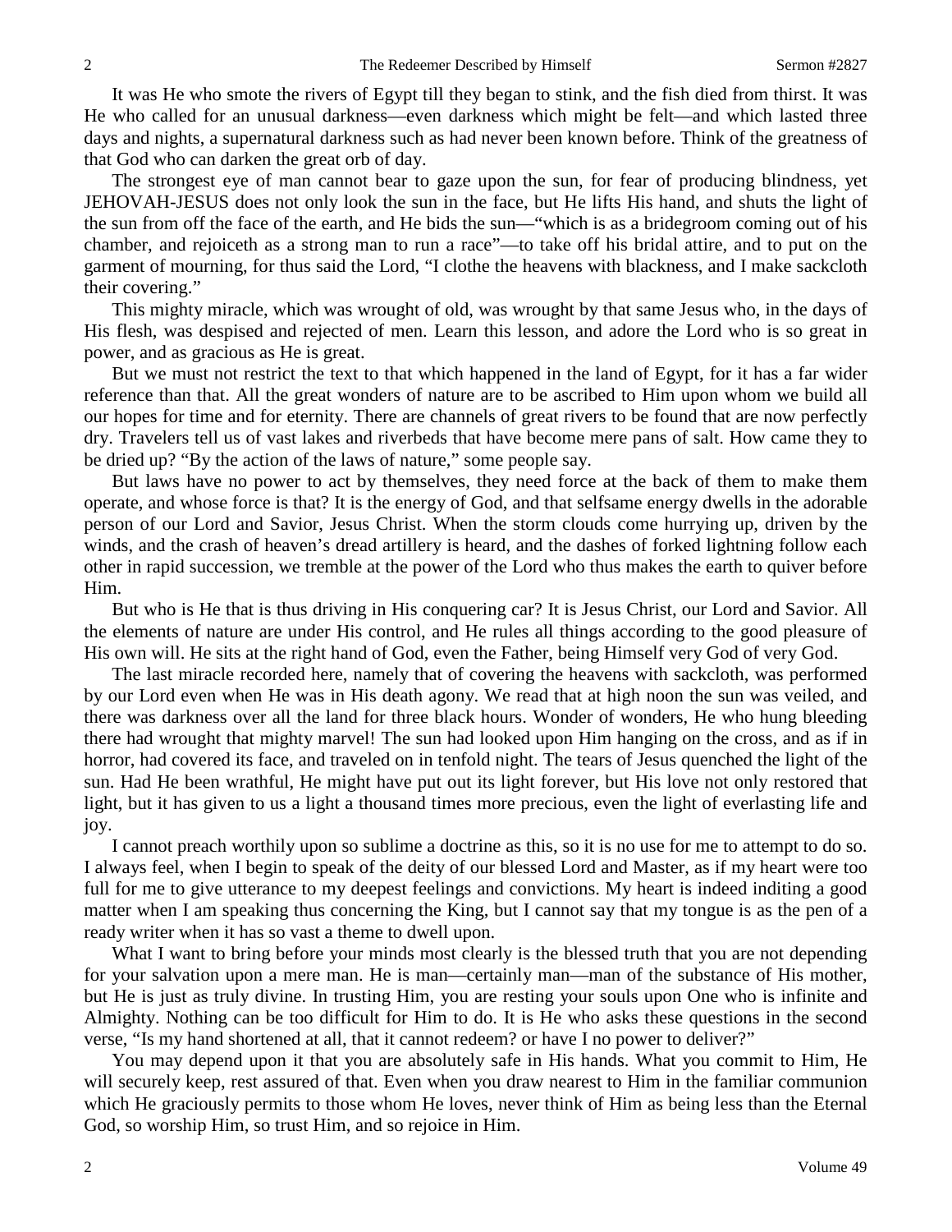It was He who smote the rivers of Egypt till they began to stink, and the fish died from thirst. It was He who called for an unusual darkness—even darkness which might be felt—and which lasted three days and nights, a supernatural darkness such as had never been known before. Think of the greatness of that God who can darken the great orb of day.

The strongest eye of man cannot bear to gaze upon the sun, for fear of producing blindness, yet JEHOVAH-JESUS does not only look the sun in the face, but He lifts His hand, and shuts the light of the sun from off the face of the earth, and He bids the sun—"which is as a bridegroom coming out of his chamber, and rejoiceth as a strong man to run a race"—to take off his bridal attire, and to put on the garment of mourning, for thus said the Lord, "I clothe the heavens with blackness, and I make sackcloth their covering."

This mighty miracle, which was wrought of old, was wrought by that same Jesus who, in the days of His flesh, was despised and rejected of men. Learn this lesson, and adore the Lord who is so great in power, and as gracious as He is great.

But we must not restrict the text to that which happened in the land of Egypt, for it has a far wider reference than that. All the great wonders of nature are to be ascribed to Him upon whom we build all our hopes for time and for eternity. There are channels of great rivers to be found that are now perfectly dry. Travelers tell us of vast lakes and riverbeds that have become mere pans of salt. How came they to be dried up? "By the action of the laws of nature," some people say.

But laws have no power to act by themselves, they need force at the back of them to make them operate, and whose force is that? It is the energy of God, and that selfsame energy dwells in the adorable person of our Lord and Savior, Jesus Christ. When the storm clouds come hurrying up, driven by the winds, and the crash of heaven's dread artillery is heard, and the dashes of forked lightning follow each other in rapid succession, we tremble at the power of the Lord who thus makes the earth to quiver before Him.

But who is He that is thus driving in His conquering car? It is Jesus Christ, our Lord and Savior. All the elements of nature are under His control, and He rules all things according to the good pleasure of His own will. He sits at the right hand of God, even the Father, being Himself very God of very God.

The last miracle recorded here, namely that of covering the heavens with sackcloth, was performed by our Lord even when He was in His death agony. We read that at high noon the sun was veiled, and there was darkness over all the land for three black hours. Wonder of wonders, He who hung bleeding there had wrought that mighty marvel! The sun had looked upon Him hanging on the cross, and as if in horror, had covered its face, and traveled on in tenfold night. The tears of Jesus quenched the light of the sun. Had He been wrathful, He might have put out its light forever, but His love not only restored that light, but it has given to us a light a thousand times more precious, even the light of everlasting life and joy.

I cannot preach worthily upon so sublime a doctrine as this, so it is no use for me to attempt to do so. I always feel, when I begin to speak of the deity of our blessed Lord and Master, as if my heart were too full for me to give utterance to my deepest feelings and convictions. My heart is indeed inditing a good matter when I am speaking thus concerning the King, but I cannot say that my tongue is as the pen of a ready writer when it has so vast a theme to dwell upon.

What I want to bring before your minds most clearly is the blessed truth that you are not depending for your salvation upon a mere man. He is man—certainly man—man of the substance of His mother, but He is just as truly divine. In trusting Him, you are resting your souls upon One who is infinite and Almighty. Nothing can be too difficult for Him to do. It is He who asks these questions in the second verse, "Is my hand shortened at all, that it cannot redeem? or have I no power to deliver?"

You may depend upon it that you are absolutely safe in His hands. What you commit to Him, He will securely keep, rest assured of that. Even when you draw nearest to Him in the familiar communion which He graciously permits to those whom He loves, never think of Him as being less than the Eternal God, so worship Him, so trust Him, and so rejoice in Him.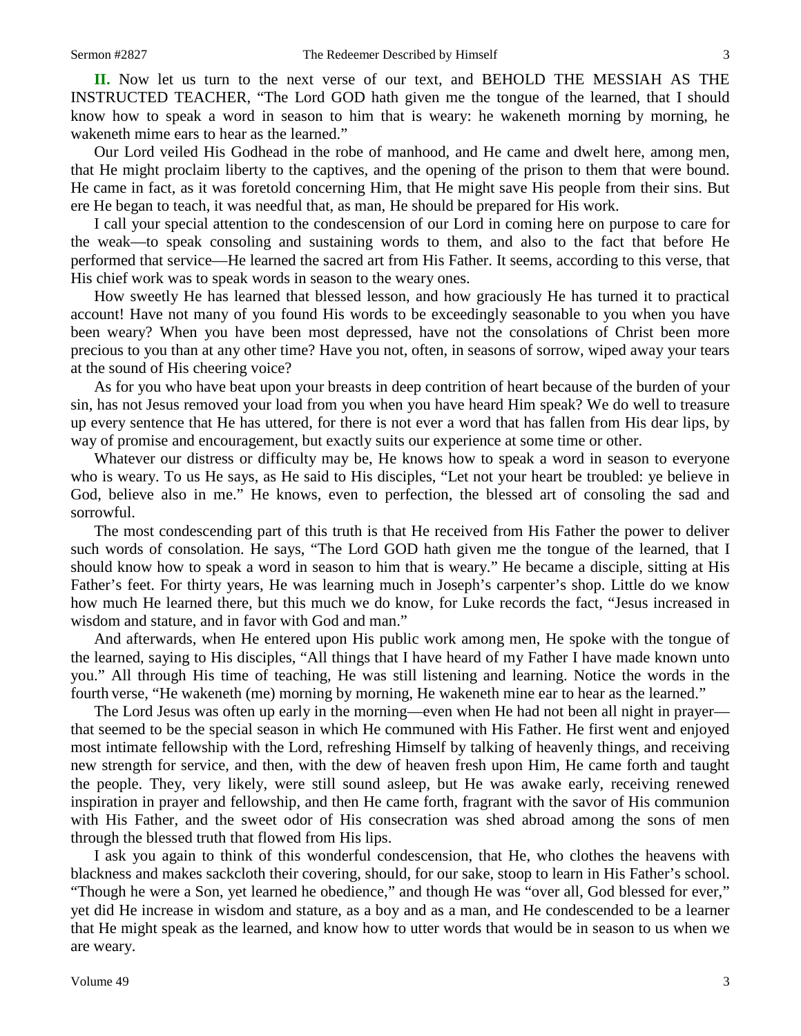**II.** Now let us turn to the next verse of our text, and BEHOLD THE MESSIAH AS THE INSTRUCTED TEACHER, "The Lord GOD hath given me the tongue of the learned, that I should know how to speak a word in season to him that is weary: he wakeneth morning by morning, he wakeneth mime ears to hear as the learned."

Our Lord veiled His Godhead in the robe of manhood, and He came and dwelt here, among men, that He might proclaim liberty to the captives, and the opening of the prison to them that were bound. He came in fact, as it was foretold concerning Him, that He might save His people from their sins. But ere He began to teach, it was needful that, as man, He should be prepared for His work.

I call your special attention to the condescension of our Lord in coming here on purpose to care for the weak—to speak consoling and sustaining words to them, and also to the fact that before He performed that service—He learned the sacred art from His Father. It seems, according to this verse, that His chief work was to speak words in season to the weary ones.

How sweetly He has learned that blessed lesson, and how graciously He has turned it to practical account! Have not many of you found His words to be exceedingly seasonable to you when you have been weary? When you have been most depressed, have not the consolations of Christ been more precious to you than at any other time? Have you not, often, in seasons of sorrow, wiped away your tears at the sound of His cheering voice?

As for you who have beat upon your breasts in deep contrition of heart because of the burden of your sin, has not Jesus removed your load from you when you have heard Him speak? We do well to treasure up every sentence that He has uttered, for there is not ever a word that has fallen from His dear lips, by way of promise and encouragement, but exactly suits our experience at some time or other.

Whatever our distress or difficulty may be, He knows how to speak a word in season to everyone who is weary. To us He says, as He said to His disciples, "Let not your heart be troubled: ye believe in God, believe also in me." He knows, even to perfection, the blessed art of consoling the sad and sorrowful.

The most condescending part of this truth is that He received from His Father the power to deliver such words of consolation. He says, "The Lord GOD hath given me the tongue of the learned, that I should know how to speak a word in season to him that is weary." He became a disciple, sitting at His Father's feet. For thirty years, He was learning much in Joseph's carpenter's shop. Little do we know how much He learned there, but this much we do know, for Luke records the fact, "Jesus increased in wisdom and stature, and in favor with God and man."

And afterwards, when He entered upon His public work among men, He spoke with the tongue of the learned, saying to His disciples, "All things that I have heard of my Father I have made known unto you." All through His time of teaching, He was still listening and learning. Notice the words in the fourth verse, "He wakeneth (me) morning by morning, He wakeneth mine ear to hear as the learned."

The Lord Jesus was often up early in the morning—even when He had not been all night in prayer—that seemed to be the special season in which He communed with His Father. He first went and enjoyed most intimate fellowship with the Lord, refreshing Himself by talking of heavenly things, and receiving new strength for service, and then, with the dew of heaven fresh upon Him, He came forth and taught the people. They, very likely, were still sound asleep, but He was awake early, receiving renewed inspiration in prayer and fellowship, and then He came forth, fragrant with the savor of His communion with His Father, and the sweet odor of His consecration was shed abroad among the sons of men through the blessed truth that flowed from His lips.

I ask you again to think of this wonderful condescension, that He, who clothes the heavens with blackness and makes sackcloth their covering, should, for our sake, stoop to learn in His Father's school. "Though he were a Son, yet learned he obedience," and though He was "over all, God blessed for ever," yet did He increase in wisdom and stature, as a boy and as a man, and He condescended to be a learner that He might speak as the learned, and know how to utter words that would be in season to us when we are weary.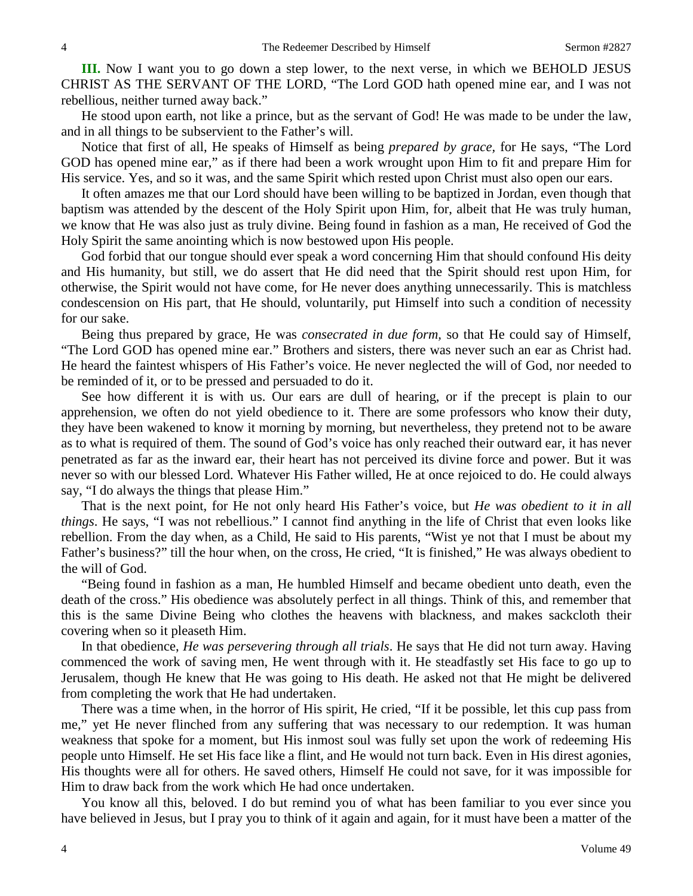**III.** Now I want you to go down a step lower, to the next verse, in which we BEHOLD JESUS CHRIST AS THE SERVANT OF THE LORD, "The Lord GOD hath opened mine ear, and I was not rebellious, neither turned away back."

He stood upon earth, not like a prince, but as the servant of God! He was made to be under the law, and in all things to be subservient to the Father's will.

Notice that first of all, He speaks of Himself as being *prepared by grace*, for He says, "The Lord GOD has opened mine ear," as if there had been a work wrought upon Him to fit and prepare Him for His service. Yes, and so it was, and the same Spirit which rested upon Christ must also open our ears.

It often amazes me that our Lord should have been willing to be baptized in Jordan, even though that baptism was attended by the descent of the Holy Spirit upon Him, for, albeit that He was truly human, we know that He was also just as truly divine. Being found in fashion as a man, He received of God the Holy Spirit the same anointing which is now bestowed upon His people.

God forbid that our tongue should ever speak a word concerning Him that should confound His deity and His humanity, but still, we do assert that He did need that the Spirit should rest upon Him, for otherwise, the Spirit would not have come, for He never does anything unnecessarily. This is matchless condescension on His part, that He should, voluntarily, put Himself into such a condition of necessity for our sake.

Being thus prepared by grace, He was *consecrated in due form*, so that He could say of Himself, "The Lord GOD has opened mine ear." Brothers and sisters, there was never such an ear as Christ had. He heard the faintest whispers of His Father's voice. He never neglected the will of God, nor needed to be reminded of it, or to be pressed and persuaded to do it.

See how different it is with us. Our ears are dull of hearing, or if the precept is plain to our apprehension, we often do not yield obedience to it. There are some professors who know their duty, they have been wakened to know it morning by morning, but nevertheless, they pretend not to be aware as to what is required of them. The sound of God's voice has only reached their outward ear, it has never penetrated as far as the inward ear, their heart has not perceived its divine force and power. But it was never so with our blessed Lord. Whatever His Father willed, He at once rejoiced to do. He could always say, "I do always the things that please Him."

That is the next point, for He not only heard His Father's voice, but *He was obedient to it in all things*. He says, "I was not rebellious." I cannot find anything in the life of Christ that even looks like rebellion. From the day when, as a Child, He said to His parents, "Wist ye not that I must be about my Father's business?" till the hour when, on the cross, He cried, "It is finished," He was always obedient to the will of God.

"Being found in fashion as a man, He humbled Himself and became obedient unto death, even the death of the cross." His obedience was absolutely perfect in all things. Think of this, and remember that this is the same Divine Being who clothes the heavens with blackness, and makes sackcloth their covering when so it pleaseth Him.

In that obedience, *He was persevering through all trials*. He says that He did not turn away. Having commenced the work of saving men, He went through with it. He steadfastly set His face to go up to Jerusalem, though He knew that He was going to His death. He asked not that He might be delivered from completing the work that He had undertaken.

There was a time when, in the horror of His spirit, He cried, "If it be possible, let this cup pass from me," yet He never flinched from any suffering that was necessary to our redemption. It was human weakness that spoke for a moment, but His inmost soul was fully set upon the work of redeeming His people unto Himself. He set His face like a flint, and He would not turn back. Even in His direst agonies, His thoughts were all for others. He saved others, Himself He could not save, for it was impossible for Him to draw back from the work which He had once undertaken.

You know all this, beloved. I do but remind you of what has been familiar to you ever since you have believed in Jesus, but I pray you to think of it again and again, for it must have been a matter of the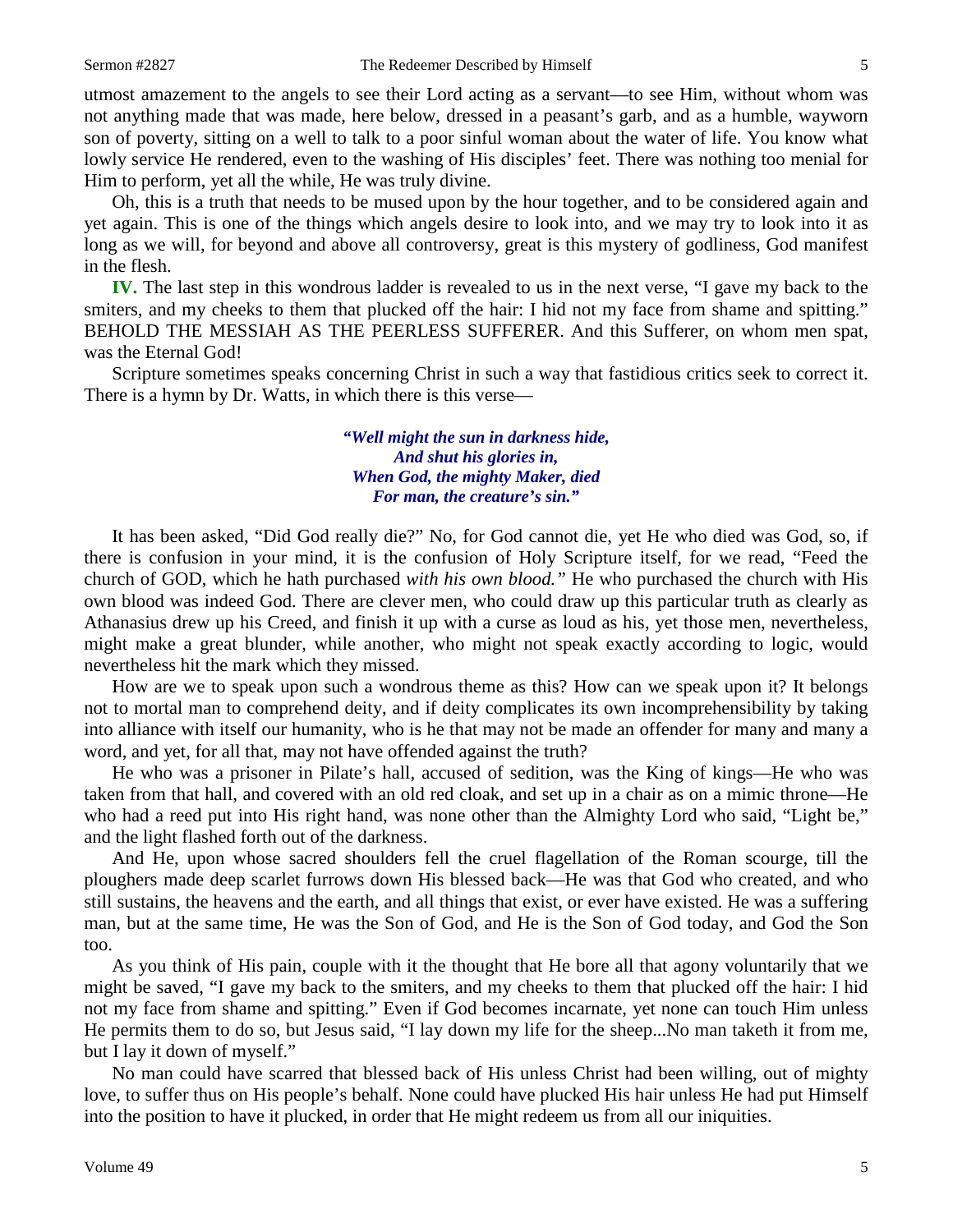utmost amazement to the angels to see their Lord acting as a servant—to see Him, without whom was not anything made that was made, here below, dressed in a peasant's garb, and as a humble, wayworn son of poverty, sitting on a well to talk to a poor sinful woman about the water of life. You know what lowly service He rendered, even to the washing of His disciples' feet. There was nothing too menial for Him to perform, yet all the while, He was truly divine.

Oh, this is a truth that needs to be mused upon by the hour together, and to be considered again and yet again. This is one of the things which angels desire to look into, and we may try to look into it as long as we will, for beyond and above all controversy, great is this mystery of godliness, God manifest in the flesh.

**IV.** The last step in this wondrous ladder is revealed to us in the next verse, "I gave my back to the smiters, and my cheeks to them that plucked off the hair: I hid not my face from shame and spitting." BEHOLD THE MESSIAH AS THE PEERLESS SUFFERER. And this Sufferer, on whom men spat, was the Eternal God!

Scripture sometimes speaks concerning Christ in such a way that fastidious critics seek to correct it. There is a hymn by Dr. Watts, in which there is this verse—

> ***"Well might the sun in darkness hide,***
> ***And shut his glories in,***
> ***When God, the mighty Maker, died***
> ***For man, the creature's sin."***

It has been asked, "Did God really die?" No, for God cannot die, yet He who died was God, so, if there is confusion in your mind, it is the confusion of Holy Scripture itself, for we read, "Feed the church of GOD, which he hath purchased *with his own blood."* He who purchased the church with His own blood was indeed God. There are clever men, who could draw up this particular truth as clearly as Athanasius drew up his Creed, and finish it up with a curse as loud as his, yet those men, nevertheless, might make a great blunder, while another, who might not speak exactly according to logic, would nevertheless hit the mark which they missed.

How are we to speak upon such a wondrous theme as this? How can we speak upon it? It belongs not to mortal man to comprehend deity, and if deity complicates its own incomprehensibility by taking into alliance with itself our humanity, who is he that may not be made an offender for many and many a word, and yet, for all that, may not have offended against the truth?

He who was a prisoner in Pilate's hall, accused of sedition, was the King of kings—He who was taken from that hall, and covered with an old red cloak, and set up in a chair as on a mimic throne—He who had a reed put into His right hand, was none other than the Almighty Lord who said, "Light be," and the light flashed forth out of the darkness.

And He, upon whose sacred shoulders fell the cruel flagellation of the Roman scourge, till the ploughers made deep scarlet furrows down His blessed back—He was that God who created, and who still sustains, the heavens and the earth, and all things that exist, or ever have existed. He was a suffering man, but at the same time, He was the Son of God, and He is the Son of God today, and God the Son too.

As you think of His pain, couple with it the thought that He bore all that agony voluntarily that we might be saved, "I gave my back to the smiters, and my cheeks to them that plucked off the hair: I hid not my face from shame and spitting." Even if God becomes incarnate, yet none can touch Him unless He permits them to do so, but Jesus said, "I lay down my life for the sheep...No man taketh it from me, but I lay it down of myself."

No man could have scarred that blessed back of His unless Christ had been willing, out of mighty love, to suffer thus on His people's behalf. None could have plucked His hair unless He had put Himself into the position to have it plucked, in order that He might redeem us from all our iniquities.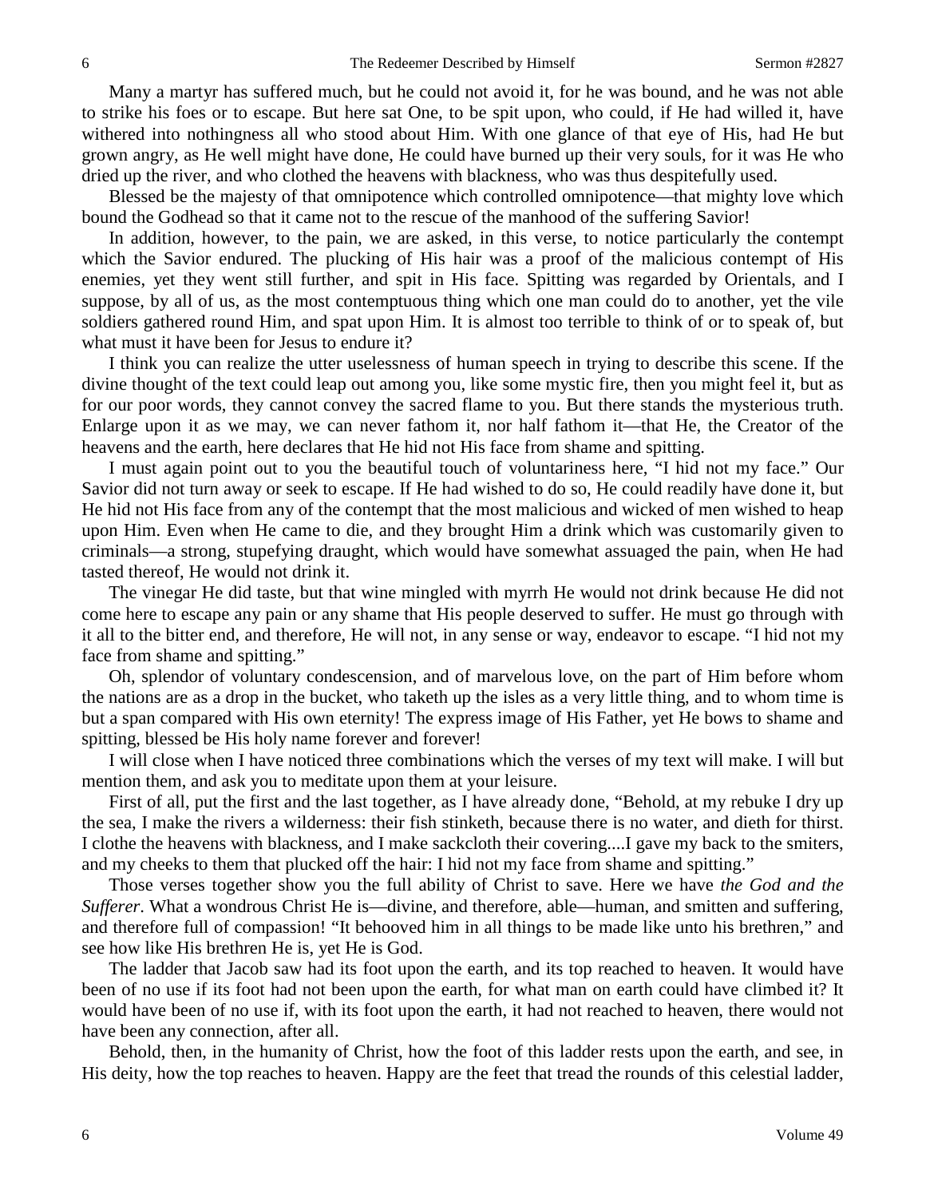Many a martyr has suffered much, but he could not avoid it, for he was bound, and he was not able to strike his foes or to escape. But here sat One, to be spit upon, who could, if He had willed it, have withered into nothingness all who stood about Him. With one glance of that eye of His, had He but grown angry, as He well might have done, He could have burned up their very souls, for it was He who dried up the river, and who clothed the heavens with blackness, who was thus despitefully used.

Blessed be the majesty of that omnipotence which controlled omnipotence—that mighty love which bound the Godhead so that it came not to the rescue of the manhood of the suffering Savior!

In addition, however, to the pain, we are asked, in this verse, to notice particularly the contempt which the Savior endured. The plucking of His hair was a proof of the malicious contempt of His enemies, yet they went still further, and spit in His face. Spitting was regarded by Orientals, and I suppose, by all of us, as the most contemptuous thing which one man could do to another, yet the vile soldiers gathered round Him, and spat upon Him. It is almost too terrible to think of or to speak of, but what must it have been for Jesus to endure it?

I think you can realize the utter uselessness of human speech in trying to describe this scene. If the divine thought of the text could leap out among you, like some mystic fire, then you might feel it, but as for our poor words, they cannot convey the sacred flame to you. But there stands the mysterious truth. Enlarge upon it as we may, we can never fathom it, nor half fathom it—that He, the Creator of the heavens and the earth, here declares that He hid not His face from shame and spitting.

I must again point out to you the beautiful touch of voluntariness here, "I hid not my face." Our Savior did not turn away or seek to escape. If He had wished to do so, He could readily have done it, but He hid not His face from any of the contempt that the most malicious and wicked of men wished to heap upon Him. Even when He came to die, and they brought Him a drink which was customarily given to criminals—a strong, stupefying draught, which would have somewhat assuaged the pain, when He had tasted thereof, He would not drink it.

The vinegar He did taste, but that wine mingled with myrrh He would not drink because He did not come here to escape any pain or any shame that His people deserved to suffer. He must go through with it all to the bitter end, and therefore, He will not, in any sense or way, endeavor to escape. "I hid not my face from shame and spitting."

Oh, splendor of voluntary condescension, and of marvelous love, on the part of Him before whom the nations are as a drop in the bucket, who taketh up the isles as a very little thing, and to whom time is but a span compared with His own eternity! The express image of His Father, yet He bows to shame and spitting, blessed be His holy name forever and forever!

I will close when I have noticed three combinations which the verses of my text will make. I will but mention them, and ask you to meditate upon them at your leisure.

First of all, put the first and the last together, as I have already done, "Behold, at my rebuke I dry up the sea, I make the rivers a wilderness: their fish stinketh, because there is no water, and dieth for thirst. I clothe the heavens with blackness, and I make sackcloth their covering....I gave my back to the smiters, and my cheeks to them that plucked off the hair: I hid not my face from shame and spitting."

Those verses together show you the full ability of Christ to save. Here we have *the God and the Sufferer*. What a wondrous Christ He is—divine, and therefore, able—human, and smitten and suffering, and therefore full of compassion! "It behooved him in all things to be made like unto his brethren," and see how like His brethren He is, yet He is God.

The ladder that Jacob saw had its foot upon the earth, and its top reached to heaven. It would have been of no use if its foot had not been upon the earth, for what man on earth could have climbed it? It would have been of no use if, with its foot upon the earth, it had not reached to heaven, there would not have been any connection, after all.

Behold, then, in the humanity of Christ, how the foot of this ladder rests upon the earth, and see, in His deity, how the top reaches to heaven. Happy are the feet that tread the rounds of this celestial ladder,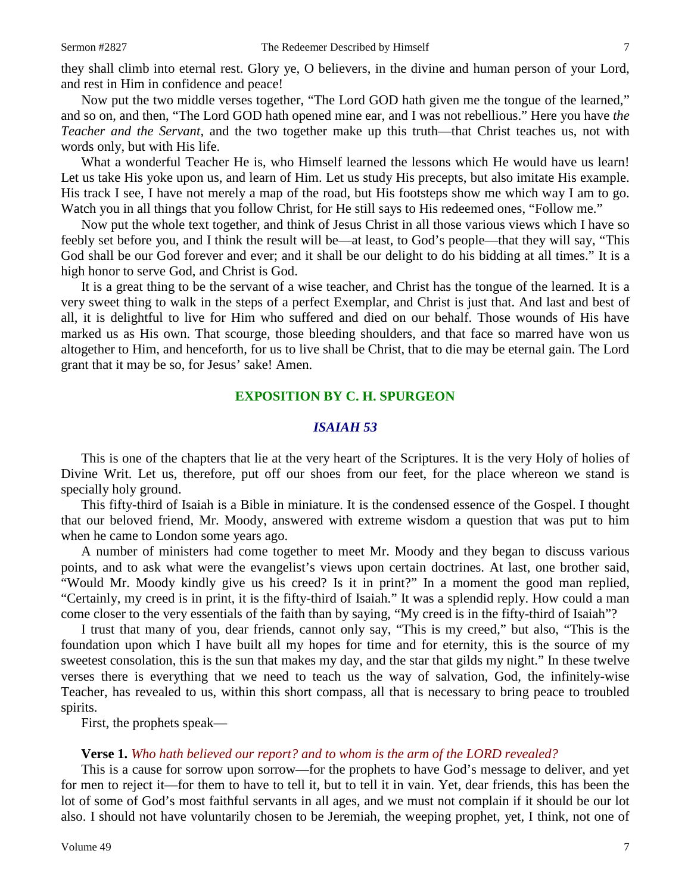they shall climb into eternal rest. Glory ye, O believers, in the divine and human person of your Lord, and rest in Him in confidence and peace!

Now put the two middle verses together, "The Lord GOD hath given me the tongue of the learned," and so on, and then, "The Lord GOD hath opened mine ear, and I was not rebellious." Here you have *the Teacher and the Servant,* and the two together make up this truth—that Christ teaches us, not with words only, but with His life.

What a wonderful Teacher He is, who Himself learned the lessons which He would have us learn! Let us take His yoke upon us, and learn of Him. Let us study His precepts, but also imitate His example. His track I see, I have not merely a map of the road, but His footsteps show me which way I am to go. Watch you in all things that you follow Christ, for He still says to His redeemed ones, "Follow me."

Now put the whole text together, and think of Jesus Christ in all those various views which I have so feebly set before you, and I think the result will be—at least, to God's people—that they will say, "This God shall be our God forever and ever; and it shall be our delight to do his bidding at all times." It is a high honor to serve God, and Christ is God.

It is a great thing to be the servant of a wise teacher, and Christ has the tongue of the learned. It is a very sweet thing to walk in the steps of a perfect Exemplar, and Christ is just that. And last and best of all, it is delightful to live for Him who suffered and died on our behalf. Those wounds of His have marked us as His own. That scourge, those bleeding shoulders, and that face so marred have won us altogether to Him, and henceforth, for us to live shall be Christ, that to die may be eternal gain. The Lord grant that it may be so, for Jesus' sake! Amen.

## EXPOSITION BY C. H. SPURGEON

### *ISAIAH 53*

This is one of the chapters that lie at the very heart of the Scriptures. It is the very Holy of holies of Divine Writ. Let us, therefore, put off our shoes from our feet, for the place whereon we stand is specially holy ground.

This fifty-third of Isaiah is a Bible in miniature. It is the condensed essence of the Gospel. I thought that our beloved friend, Mr. Moody, answered with extreme wisdom a question that was put to him when he came to London some years ago.

A number of ministers had come together to meet Mr. Moody and they began to discuss various points, and to ask what were the evangelist's views upon certain doctrines. At last, one brother said, "Would Mr. Moody kindly give us his creed? Is it in print?" In a moment the good man replied, "Certainly, my creed is in print, it is the fifty-third of Isaiah." It was a splendid reply. How could a man come closer to the very essentials of the faith than by saying, "My creed is in the fifty-third of Isaiah"?

I trust that many of you, dear friends, cannot only say, "This is my creed," but also, "This is the foundation upon which I have built all my hopes for time and for eternity, this is the source of my sweetest consolation, this is the sun that makes my day, and the star that gilds my night." In these twelve verses there is everything that we need to teach us the way of salvation, God, the infinitely-wise Teacher, has revealed to us, within this short compass, all that is necessary to bring peace to troubled spirits.

First, the prophets speak—

**Verse 1.** *Who hath believed our report? and to whom is the arm of the LORD revealed?*

This is a cause for sorrow upon sorrow—for the prophets to have God's message to deliver, and yet for men to reject it—for them to have to tell it, but to tell it in vain. Yet, dear friends, this has been the lot of some of God's most faithful servants in all ages, and we must not complain if it should be our lot also. I should not have voluntarily chosen to be Jeremiah, the weeping prophet, yet, I think, not one of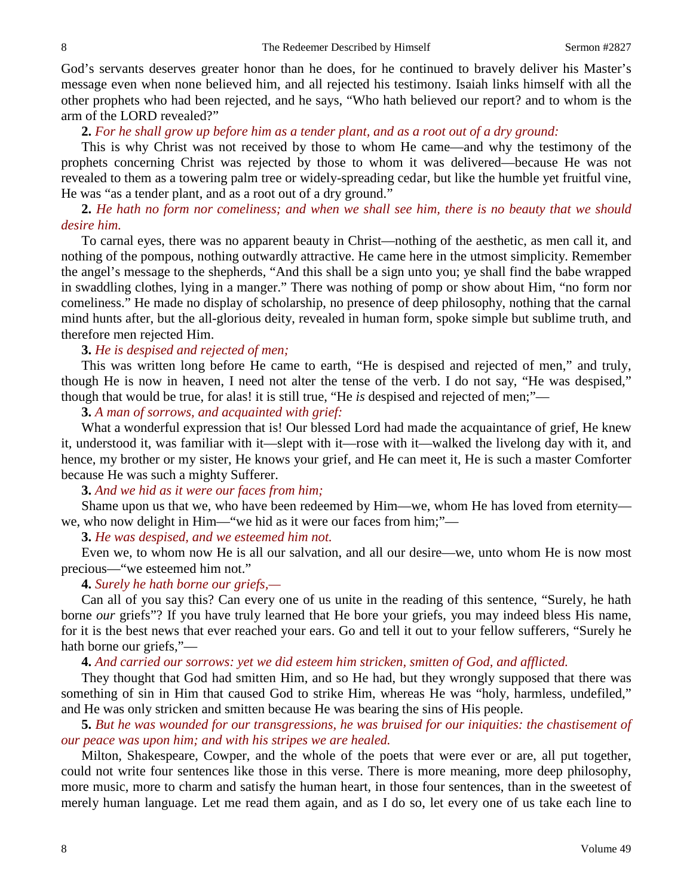God's servants deserves greater honor than he does, for he continued to bravely deliver his Master's message even when none believed him, and all rejected his testimony. Isaiah links himself with all the other prophets who had been rejected, and he says, "Who hath believed our report? and to whom is the arm of the LORD revealed?"

**2.** *For he shall grow up before him as a tender plant, and as a root out of a dry ground:*

This is why Christ was not received by those to whom He came—and why the testimony of the prophets concerning Christ was rejected by those to whom it was delivered—because He was not revealed to them as a towering palm tree or widely-spreading cedar, but like the humble yet fruitful vine, He was "as a tender plant, and as a root out of a dry ground."

**2.** *He hath no form nor comeliness; and when we shall see him, there is no beauty that we should desire him.*

To carnal eyes, there was no apparent beauty in Christ—nothing of the aesthetic, as men call it, and nothing of the pompous, nothing outwardly attractive. He came here in the utmost simplicity. Remember the angel's message to the shepherds, "And this shall be a sign unto you; ye shall find the babe wrapped in swaddling clothes, lying in a manger." There was nothing of pomp or show about Him, "no form nor comeliness." He made no display of scholarship, no presence of deep philosophy, nothing that the carnal mind hunts after, but the all-glorious deity, revealed in human form, spoke simple but sublime truth, and therefore men rejected Him.

**3.** *He is despised and rejected of men;*

This was written long before He came to earth, "He is despised and rejected of men," and truly, though He is now in heaven, I need not alter the tense of the verb. I do not say, "He was despised," though that would be true, for alas! it is still true, "He *is* despised and rejected of men;"—

**3.** *A man of sorrows, and acquainted with grief:*

What a wonderful expression that is! Our blessed Lord had made the acquaintance of grief, He knew it, understood it, was familiar with it—slept with it—rose with it—walked the livelong day with it, and hence, my brother or my sister, He knows your grief, and He can meet it, He is such a master Comforter because He was such a mighty Sufferer.

**3.** *And we hid as it were our faces from him;*

Shame upon us that we, who have been redeemed by Him—we, whom He has loved from eternity—we, who now delight in Him—"we hid as it were our faces from him;"—

**3.** *He was despised, and we esteemed him not.*

Even we, to whom now He is all our salvation, and all our desire—we, unto whom He is now most precious—"we esteemed him not."

**4.** *Surely he hath borne our griefs,—*

Can all of you say this? Can every one of us unite in the reading of this sentence, "Surely, he hath borne *our* griefs"? If you have truly learned that He bore your griefs, you may indeed bless His name, for it is the best news that ever reached your ears. Go and tell it out to your fellow sufferers, "Surely he hath borne our griefs,"—

**4.** *And carried our sorrows: yet we did esteem him stricken, smitten of God, and afflicted.*

They thought that God had smitten Him, and so He had, but they wrongly supposed that there was something of sin in Him that caused God to strike Him, whereas He was "holy, harmless, undefiled," and He was only stricken and smitten because He was bearing the sins of His people.

**5.** *But he was wounded for our transgressions, he was bruised for our iniquities: the chastisement of our peace was upon him; and with his stripes we are healed.*

Milton, Shakespeare, Cowper, and the whole of the poets that were ever or are, all put together, could not write four sentences like those in this verse. There is more meaning, more deep philosophy, more music, more to charm and satisfy the human heart, in those four sentences, than in the sweetest of merely human language. Let me read them again, and as I do so, let every one of us take each line to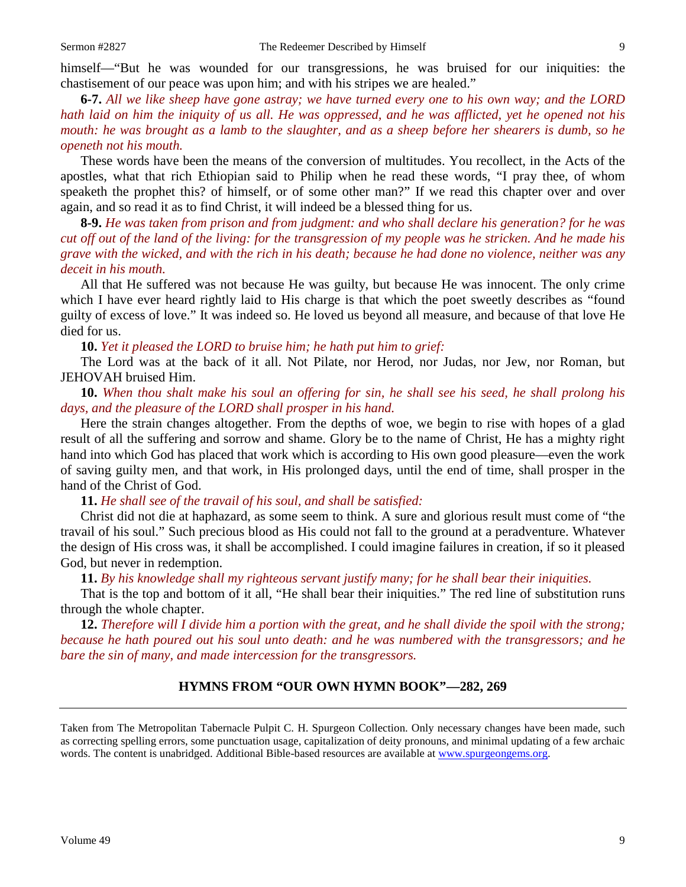himself—"But he was wounded for our transgressions, he was bruised for our iniquities: the chastisement of our peace was upon him; and with his stripes we are healed."

**6-7.** *All we like sheep have gone astray; we have turned every one to his own way; and the LORD hath laid on him the iniquity of us all. He was oppressed, and he was afflicted, yet he opened not his mouth: he was brought as a lamb to the slaughter, and as a sheep before her shearers is dumb, so he openeth not his mouth.*

These words have been the means of the conversion of multitudes. You recollect, in the Acts of the apostles, what that rich Ethiopian said to Philip when he read these words, "I pray thee, of whom speaketh the prophet this? of himself, or of some other man?" If we read this chapter over and over again, and so read it as to find Christ, it will indeed be a blessed thing for us.

**8-9.** *He was taken from prison and from judgment: and who shall declare his generation? for he was cut off out of the land of the living: for the transgression of my people was he stricken. And he made his grave with the wicked, and with the rich in his death; because he had done no violence, neither was any deceit in his mouth.*

All that He suffered was not because He was guilty, but because He was innocent. The only crime which I have ever heard rightly laid to His charge is that which the poet sweetly describes as "found guilty of excess of love." It was indeed so. He loved us beyond all measure, and because of that love He died for us.

**10.** *Yet it pleased the LORD to bruise him; he hath put him to grief:*

The Lord was at the back of it all. Not Pilate, nor Herod, nor Judas, nor Jew, nor Roman, but JEHOVAH bruised Him.

**10.** *When thou shalt make his soul an offering for sin, he shall see his seed, he shall prolong his days, and the pleasure of the LORD shall prosper in his hand.*

Here the strain changes altogether. From the depths of woe, we begin to rise with hopes of a glad result of all the suffering and sorrow and shame. Glory be to the name of Christ, He has a mighty right hand into which God has placed that work which is according to His own good pleasure—even the work of saving guilty men, and that work, in His prolonged days, until the end of time, shall prosper in the hand of the Christ of God.

**11.** *He shall see of the travail of his soul, and shall be satisfied:*

Christ did not die at haphazard, as some seem to think. A sure and glorious result must come of "the travail of his soul." Such precious blood as His could not fall to the ground at a peradventure. Whatever the design of His cross was, it shall be accomplished. I could imagine failures in creation, if so it pleased God, but never in redemption.

**11.** *By his knowledge shall my righteous servant justify many; for he shall bear their iniquities.*

That is the top and bottom of it all, "He shall bear their iniquities." The red line of substitution runs through the whole chapter.

**12.** *Therefore will I divide him a portion with the great, and he shall divide the spoil with the strong; because he hath poured out his soul unto death: and he was numbered with the transgressors; and he bare the sin of many, and made intercession for the transgressors.*

## HYMNS FROM "OUR OWN HYMN BOOK"—282, 269

---

Taken from The Metropolitan Tabernacle Pulpit C. H. Spurgeon Collection. Only necessary changes have been made, such as correcting spelling errors, some punctuation usage, capitalization of deity pronouns, and minimal updating of a few archaic words. The content is unabridged. Additional Bible-based resources are available at www.spurgeongems.org.